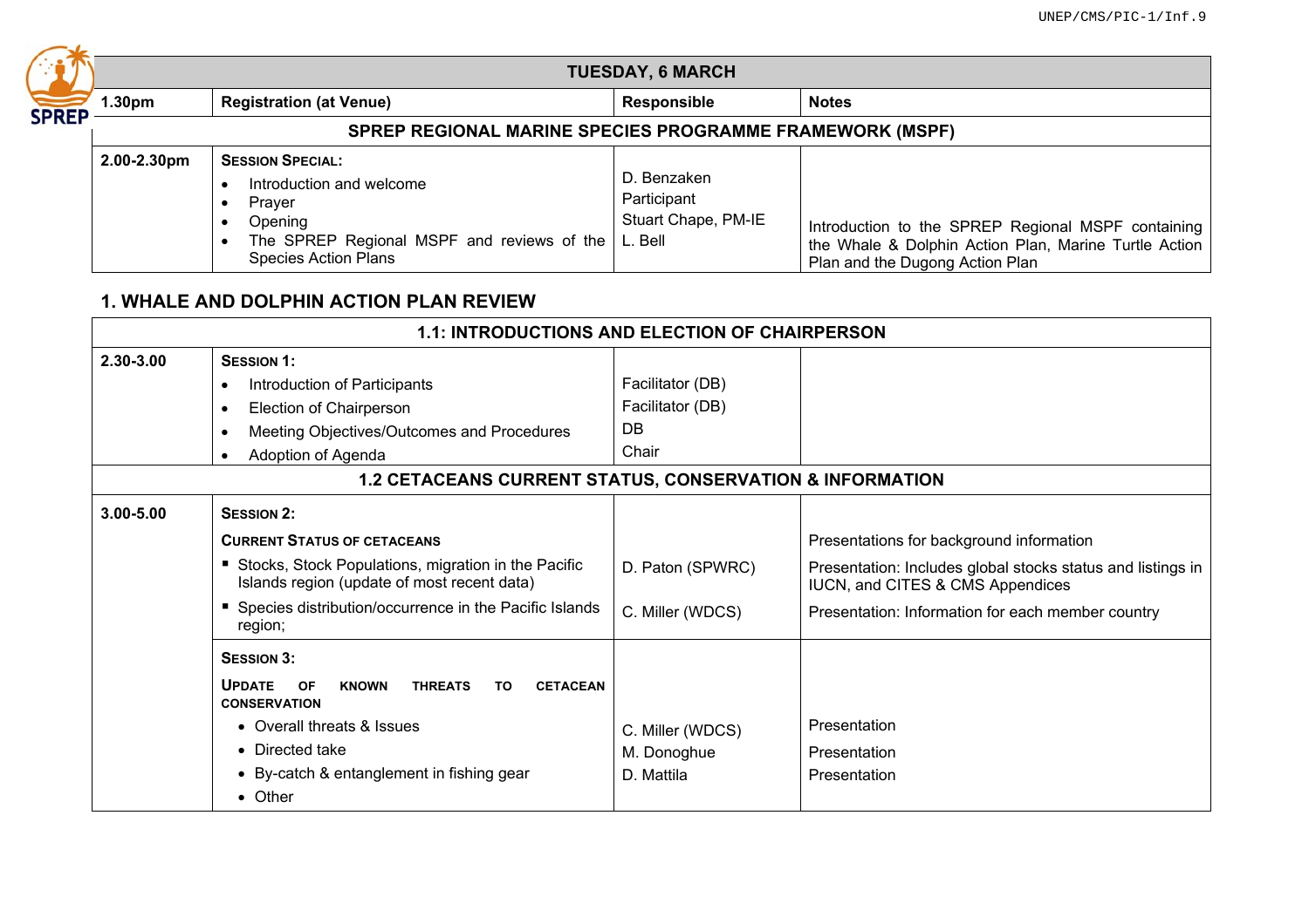| TUESDAY, 6 MARCH | | | |
|---|---|---|---|
| **1.30pm** | **Registration (at Venue)** | **Responsible** | **Notes** |
| **SPREP REGIONAL MARINE SPECIES PROGRAMME FRAMEWORK (MSPF)** | | | |
| **2.00-2.30pm** | **SESSION SPECIAL:**<br>• Introduction and welcome<br>• Prayer<br>• Opening<br>• The SPREP Regional MSPF and reviews of the Species Action Plans | D. Benzaken<br>Participant<br>Stuart Chape, PM-IE<br>L. Bell | Introduction to the SPREP Regional MSPF containing the Whale & Dolphin Action Plan, Marine Turtle Action Plan and the Dugong Action Plan |

## 1. WHALE AND DOLPHIN ACTION PLAN REVIEW

| 1.1: INTRODUCTIONS AND ELECTION OF CHAIRPERSON | | | |
|---|---|---|---|
| **2.30-3.00** | **SESSION 1:**<br>• Introduction of Participants<br>• Election of Chairperson<br>• Meeting Objectives/Outcomes and Procedures<br>• Adoption of Agenda | Facilitator (DB)<br>Facilitator (DB)<br>DB<br>Chair | |
| **1.2 CETACEANS CURRENT STATUS, CONSERVATION & INFORMATION** | | | |
| **3.00-5.00** | **SESSION 2:**<br>**CURRENT STATUS OF CETACEANS**<br>▪ Stocks, Stock Populations, migration in the Pacific Islands region (update of most recent data)<br>▪ Species distribution/occurrence in the Pacific Islands region; | D. Paton (SPWRC)<br>C. Miller (WDCS) | Presentations for background information<br>Presentation: Includes global stocks status and listings in IUCN, and CITES & CMS Appendices<br>Presentation: Information for each member country |
| | **SESSION 3:**<br>**UPDATE OF KNOWN THREATS TO CETACEAN CONSERVATION**<br>• Overall threats & Issues<br>• Directed take<br>• By-catch & entanglement in fishing gear<br>• Other | C. Miller (WDCS)<br>M. Donoghue<br>D. Mattila | Presentation<br>Presentation<br>Presentation |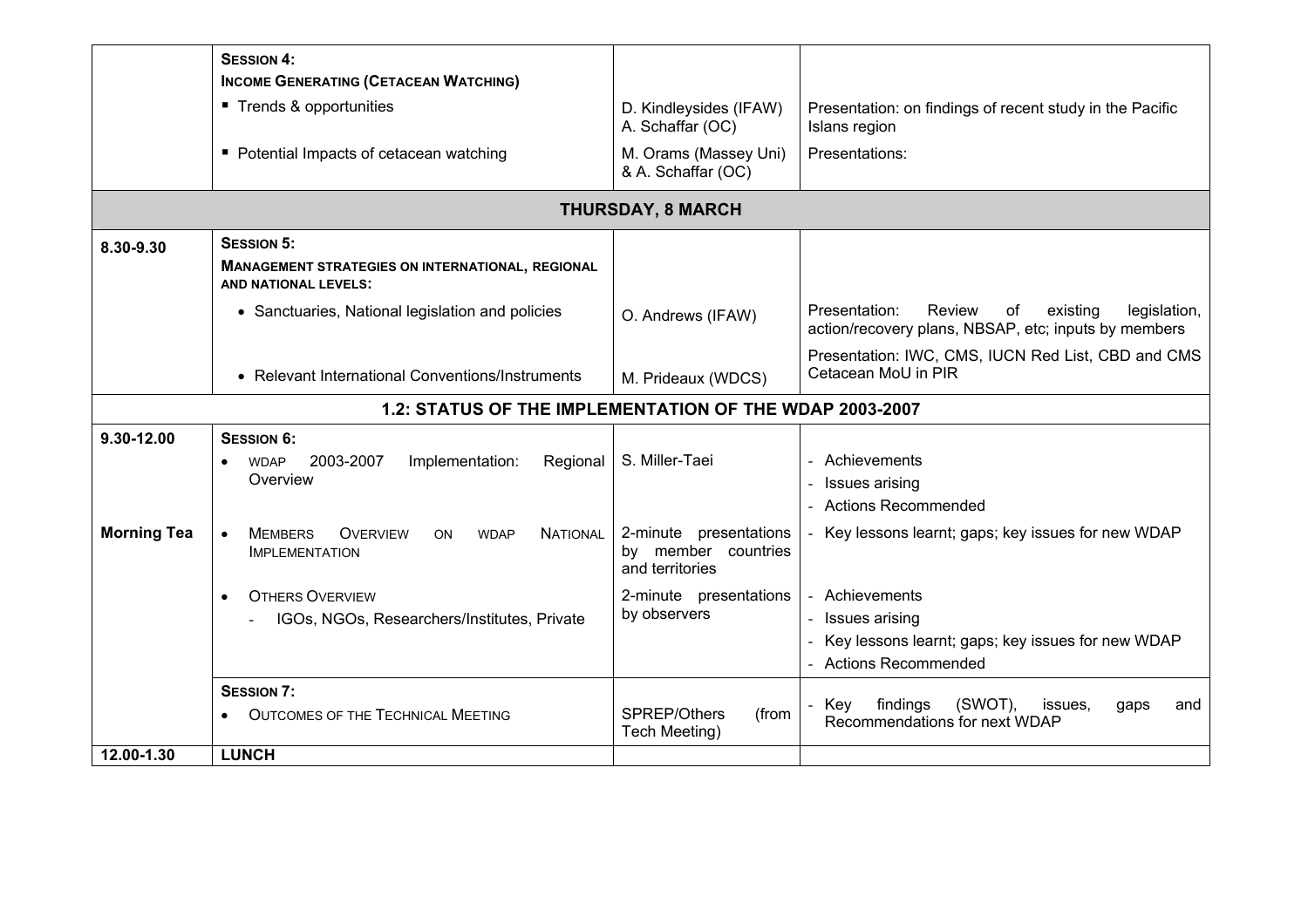| | | | |
|---|---|---|---|
| | **SESSION 4:** **INCOME GENERATING (CETACEAN WATCHING)** | | |
| | ▪ Trends & opportunities | D. Kindleysides (IFAW) A. Schaffar (OC) | Presentation: on findings of recent study in the Pacific Islands region |
| | ▪ Potential Impacts of cetacean watching | M. Orams (Massey Uni) & A. Schaffar (OC) | Presentations: |
| | **THURSDAY, 8 MARCH** | | |
| **8.30-9.30** | **SESSION 5:** **MANAGEMENT STRATEGIES ON INTERNATIONAL, REGIONAL AND NATIONAL LEVELS:** | | |
| | • Sanctuaries, National legislation and policies | O. Andrews (IFAW) | Presentation: Review of existing legislation, action/recovery plans, NBSAP, etc; inputs by members |
| | • Relevant International Conventions/Instruments | M. Prideaux (WDCS) | Presentation: IWC, CMS, IUCN Red List, CBD and CMS Cetacean MoU in PIR |
| | **1.2: STATUS OF THE IMPLEMENTATION OF THE WDAP 2003-2007** | | |
| **9.30-12.00** | **SESSION 6:** • WDAP 2003-2007 Implementation: Regional Overview | S. Miller-Taei | - Achievements - Issues arising - Actions Recommended |
| **Morning Tea** | • MEMBERS OVERVIEW ON WDAP NATIONAL IMPLEMENTATION | 2-minute presentations by member countries and territories | - Key lessons learnt; gaps; key issues for new WDAP |
| | • OTHERS OVERVIEW - IGOs, NGOs, Researchers/Institutes, Private | 2-minute presentations by observers | - Achievements - Issues arising - Key lessons learnt; gaps; key issues for new WDAP - Actions Recommended |
| | **SESSION 7:** • OUTCOMES OF THE TECHNICAL MEETING | SPREP/Others (from Tech Meeting) | - Key findings (SWOT), issues, gaps and Recommendations for next WDAP |
| **12.00-1.30** | **LUNCH** | | |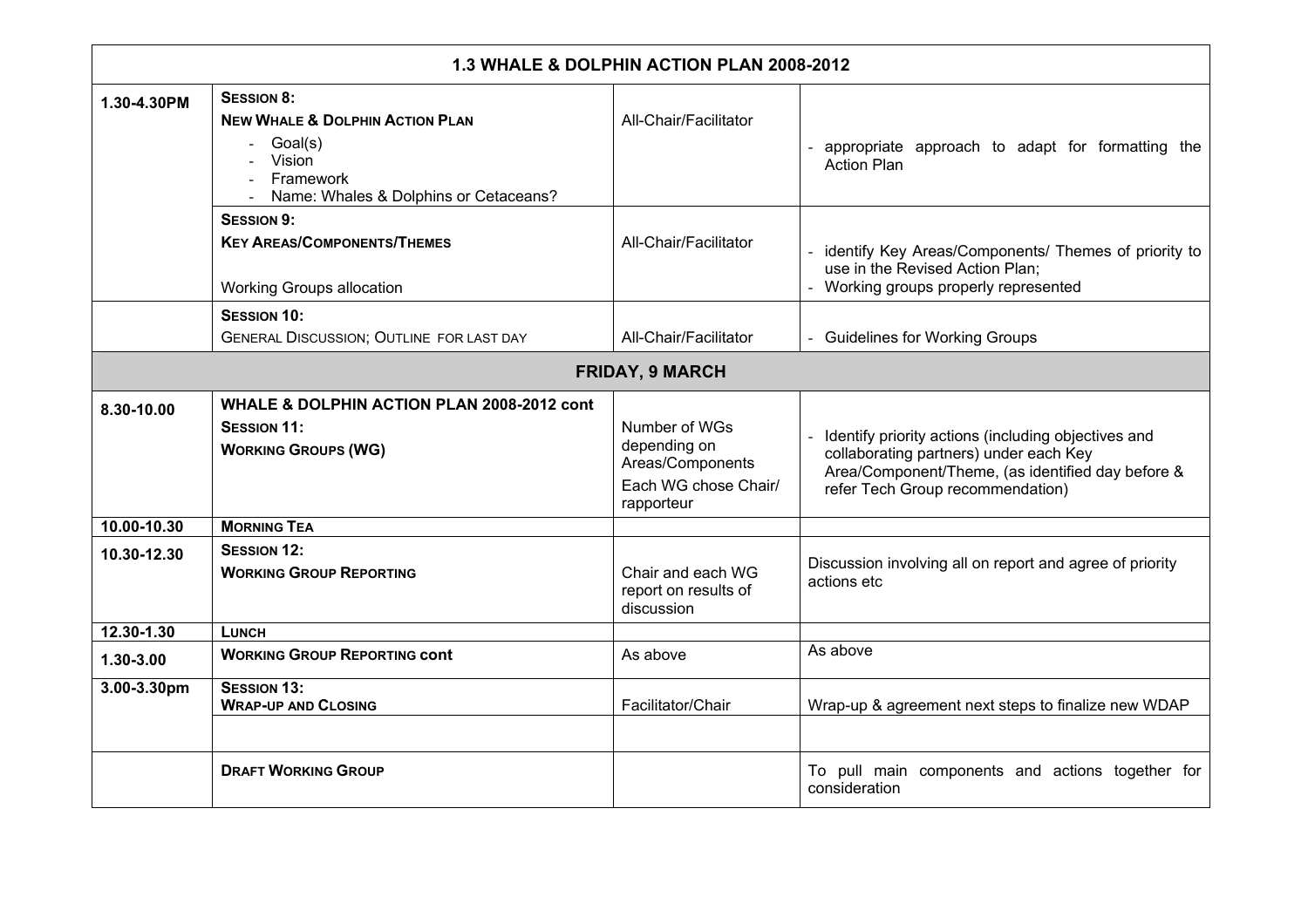| 1.3 WHALE & DOLPHIN ACTION PLAN 2008-2012 | | | |
|---|---|---|---|
| **1.30-4.30PM** | **SESSION 8:**<br>**NEW WHALE & DOLPHIN ACTION PLAN**<br>- Goal(s)<br>- Vision<br>- Framework<br>- Name: Whales & Dolphins or Cetaceans? | All-Chair/Facilitator | - appropriate approach to adapt for formatting the Action Plan |
| | **SESSION 9:**<br>**KEY AREAS/COMPONENTS/THEMES**<br><br>Working Groups allocation | All-Chair/Facilitator | - identify Key Areas/Components/ Themes of priority to use in the Revised Action Plan;<br>- Working groups properly represented |
| | **SESSION 10:**<br>GENERAL DISCUSSION; OUTLINE FOR LAST DAY | All-Chair/Facilitator | - Guidelines for Working Groups |
| **FRIDAY, 9 MARCH** | | | |
| **8.30-10.00** | **WHALE & DOLPHIN ACTION PLAN 2008-2012 cont**<br>**SESSION 11:**<br>**WORKING GROUPS (WG)** | Number of WGs depending on Areas/Components<br>Each WG chose Chair/ rapporteur | - Identify priority actions (including objectives and collaborating partners) under each Key Area/Component/Theme, (as identified day before & refer Tech Group recommendation) |
| **10.00-10.30** | **MORNING TEA** | | |
| **10.30-12.30** | **SESSION 12:**<br>**WORKING GROUP REPORTING** | Chair and each WG report on results of discussion | Discussion involving all on report and agree of priority actions etc |
| **12.30-1.30** | **LUNCH** | | |
| **1.30-3.00** | **WORKING GROUP REPORTING cont** | As above | As above |
| **3.00-3.30pm** | **SESSION 13:**<br>**WRAP-UP AND CLOSING** | Facilitator/Chair | Wrap-up & agreement next steps to finalize new WDAP |
| | | | |
| | **DRAFT WORKING GROUP** | | To pull main components and actions together for consideration |